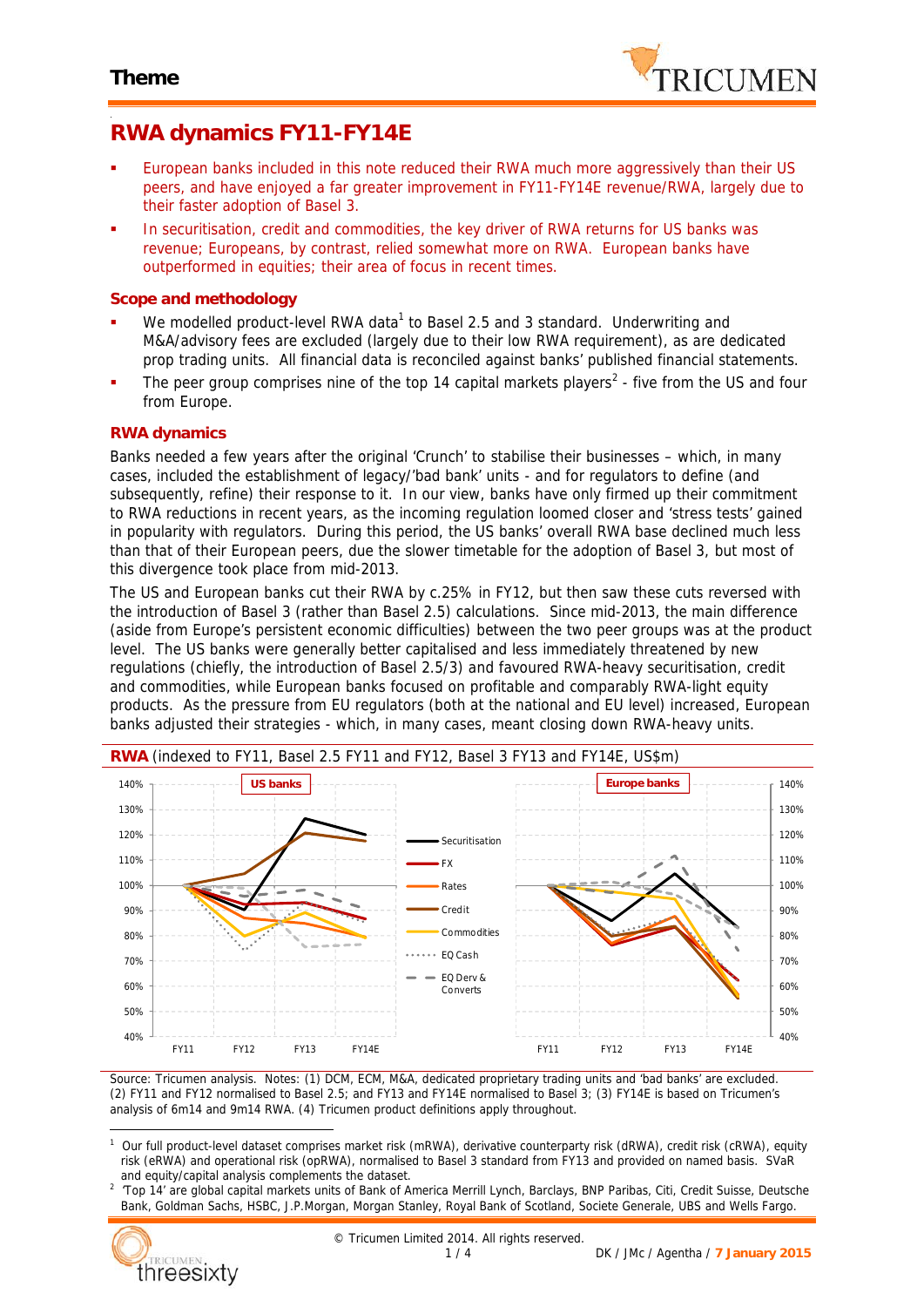Theme

# RWA dynamics FY11-FY14E

- European banks included in this note reduced their RWA much more aggressively than their US peers, and have enjoyed a far greater improvement in FY11-FY14E revenue/RWA, largely due to their faster adoption of Basel 3.
- In securitisation, credit and commodities, the key driver of RWA returns for US banks was revenue; Europeans, by contrast, relied somewhat more on RWA. European banks have outperformed in equities; their area of focus in recent times.

## Scope and methodology

- We modelled product-level RWA data[1] to Basel 2.5 and 3 standard. Underwriting and M&A/advisory fees are excluded (largely due to their low RWA requirement), as are dedicated prop trading units. All financial data is reconciled against banks' published financial statements.
- The peer group comprises nine of the top 14 capital markets players[2] - five from the US and four from Europe.

## RWA dynamics

Banks needed a few years after the original 'Crunch' to stabilise their businesses – which, in many cases, included the establishment of legacy/'bad bank' units - and for regulators to define (and subsequently, refine) their response to it. In our view, banks have only firmed up their commitment to RWA reductions in recent years, as the incoming regulation loomed closer and 'stress tests' gained in popularity with regulators. During this period, the US banks' overall RWA base declined much less than that of their European peers, due the slower timetable for the adoption of Basel 3, but most of this divergence took place from mid-2013.

The US and European banks cut their RWA by c.25% in FY12, but then saw these cuts reversed with the introduction of Basel 3 (rather than Basel 2.5) calculations. Since mid-2013, the main difference (aside from Europe's persistent economic difficulties) between the two peer groups was at the product level. The US banks were generally better capitalised and less immediately threatened by new regulations (chiefly, the introduction of Basel 2.5/3) and favoured RWA-heavy securitisation, credit and commodities, while European banks focused on profitable and comparably RWA-light equity products. As the pressure from EU regulators (both at the national and EU level) increased, European banks adjusted their strategies - which, in many cases, meant closing down RWA-heavy units.

**RWA** (indexed to FY11, Basel 2.5 FY11 and FY12, Basel 3 FY13 and FY14E, US$m)

Source: Tricumen analysis. Notes: (1) DCM, ECM, M&A, dedicated proprietary trading units and 'bad banks' are excluded. (2) FY11 and FY12 normalised to Basel 2.5; and FY13 and FY14E normalised to Basel 3; (3) FY14E is based on Tricumen's analysis of 6m14 and 9m14 RWA. (4) Tricumen product definitions apply throughout.

[1] Our full product-level dataset comprises market risk (mRWA), derivative counterparty risk (dRWA), credit risk (cRWA), equity risk (eRWA) and operational risk (opRWA), normalised to Basel 3 standard from FY13 and provided on named basis. SVaR and equity/capital analysis complements the dataset.

[2] 'Top 14' are global capital markets units of Bank of America Merrill Lynch, Barclays, BNP Paribas, Citi, Credit Suisse, Deutsche Bank, Goldman Sachs, HSBC, J.P.Morgan, Morgan Stanley, Royal Bank of Scotland, Societe Generale, UBS and Wells Fargo.

© Tricumen Limited 2014. All rights reserved.

DK / JMc / Agentha / 7 January 2015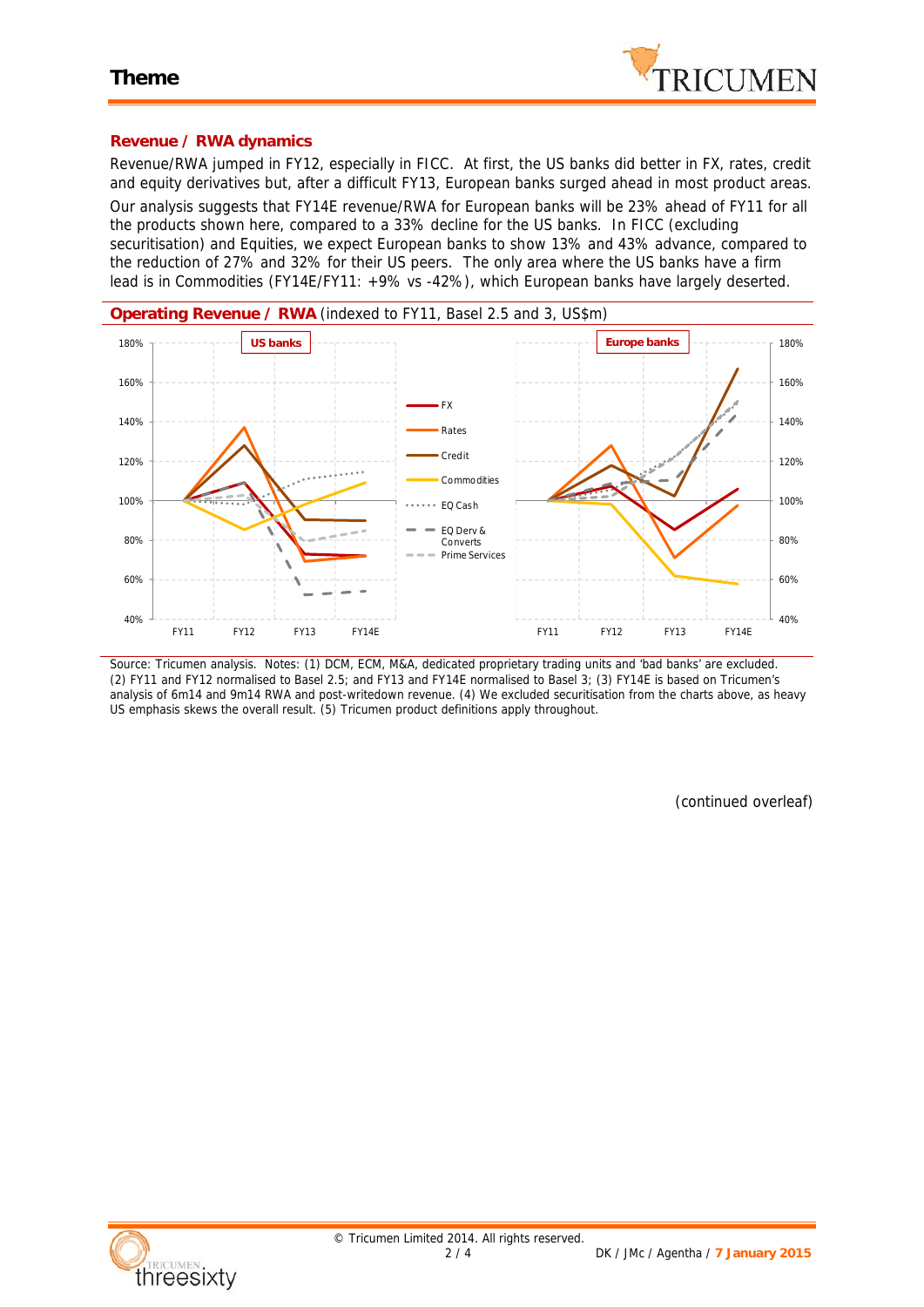## Revenue / RWA dynamics

Revenue/RWA jumped in FY12, especially in FICC. At first, the US banks did better in FX, rates, credit and equity derivatives but, after a difficult FY13, European banks surged ahead in most product areas.

Our analysis suggests that FY14E revenue/RWA for European banks will be 23% ahead of FY11 for all the products shown here, compared to a 33% decline for the US banks. In FICC (excluding securitisation) and Equities, we expect European banks to show 13% and 43% advance, compared to the reduction of 27% and 32% for their US peers. The only area where the US banks have a firm lead is in Commodities (FY14E/FY11: +9% vs -42%), which European banks have largely deserted.

**Operating Revenue / RWA** (indexed to FY11, Basel 2.5 and 3, US$m)

Source: Tricumen analysis. Notes: (1) DCM, ECM, M&A, dedicated proprietary trading units and 'bad banks' are excluded. (2) FY11 and FY12 normalised to Basel 2.5; and FY13 and FY14E normalised to Basel 3; (3) FY14E is based on Tricumen's analysis of 6m14 and 9m14 RWA and post-writedown revenue. (4) We excluded securitisation from the charts above, as heavy US emphasis skews the overall result. (5) Tricumen product definitions apply throughout.

(continued overleaf)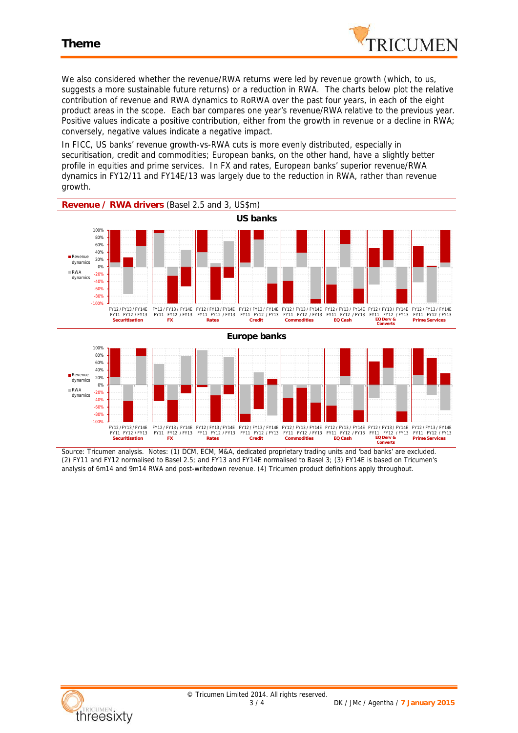We also considered whether the revenue/RWA returns were led by revenue growth (which, to us, suggests a more sustainable future returns) or a reduction in RWA. The charts below plot the relative contribution of revenue and RWA dynamics to RoRWA over the past four years, in each of the eight product areas in the scope. Each bar compares one year's revenue/RWA relative to the previous year. Positive values indicate a positive contribution, either from the growth in revenue or a decline in RWA; conversely, negative values indicate a negative impact.

In FICC, US banks' revenue growth-vs-RWA cuts is more evenly distributed, especially in securitisation, credit and commodities; European banks, on the other hand, have a slightly better profile in equities and prime services. In FX and rates, European banks' superior revenue/RWA dynamics in FY12/11 and FY14E/13 was largely due to the reduction in RWA, rather than revenue growth.

**Revenue / RWA drivers** (Basel 2.5 and 3, US$m)

Source: Tricumen analysis. Notes: (1) DCM, ECM, M&A, dedicated proprietary trading units and 'bad banks' are excluded. (2) FY11 and FY12 normalised to Basel 2.5; and FY13 and FY14E normalised to Basel 3; (3) FY14E is based on Tricumen's analysis of 6m14 and 9m14 RWA and post-writedown revenue. (4) Tricumen product definitions apply throughout.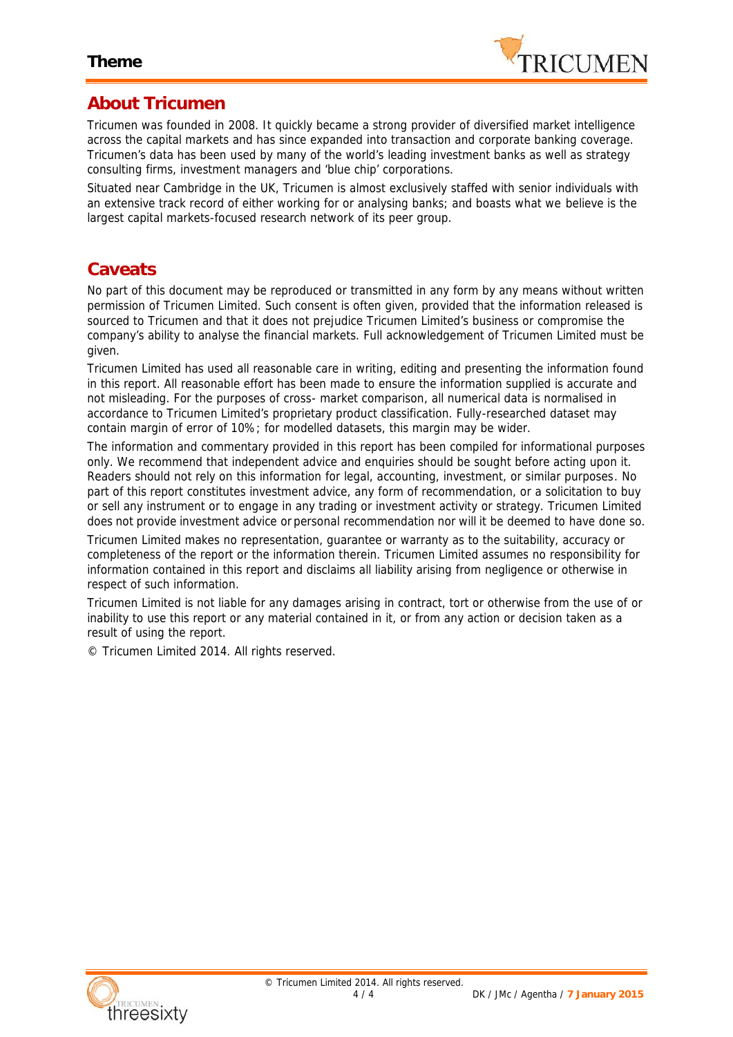## About Tricumen

Tricumen was founded in 2008. It quickly became a strong provider of diversified market intelligence across the capital markets and has since expanded into transaction and corporate banking coverage. Tricumen's data has been used by many of the world's leading investment banks as well as strategy consulting firms, investment managers and 'blue chip' corporations.

Situated near Cambridge in the UK, Tricumen is almost exclusively staffed with senior individuals with an extensive track record of either working for or analysing banks; and boasts what we believe is the largest capital markets-focused research network of its peer group.

## Caveats

No part of this document may be reproduced or transmitted in any form by any means without written permission of Tricumen Limited. Such consent is often given, provided that the information released is sourced to Tricumen and that it does not prejudice Tricumen Limited's business or compromise the company's ability to analyse the financial markets. Full acknowledgement of Tricumen Limited must be given.

Tricumen Limited has used all reasonable care in writing, editing and presenting the information found in this report. All reasonable effort has been made to ensure the information supplied is accurate and not misleading. For the purposes of cross- market comparison, all numerical data is normalised in accordance to Tricumen Limited's proprietary product classification. Fully-researched dataset may contain margin of error of 10%; for modelled datasets, this margin may be wider.

The information and commentary provided in this report has been compiled for informational purposes only. We recommend that independent advice and enquiries should be sought before acting upon it. Readers should not rely on this information for legal, accounting, investment, or similar purposes. No part of this report constitutes investment advice, any form of recommendation, or a solicitation to buy or sell any instrument or to engage in any trading or investment activity or strategy. Tricumen Limited does not provide investment advice or personal recommendation nor will it be deemed to have done so.

Tricumen Limited makes no representation, guarantee or warranty as to the suitability, accuracy or completeness of the report or the information therein. Tricumen Limited assumes no responsibility for information contained in this report and disclaims all liability arising from negligence or otherwise in respect of such information.

Tricumen Limited is not liable for any damages arising in contract, tort or otherwise from the use of or inability to use this report or any material contained in it, or from any action or decision taken as a result of using the report.

© Tricumen Limited 2014. All rights reserved.